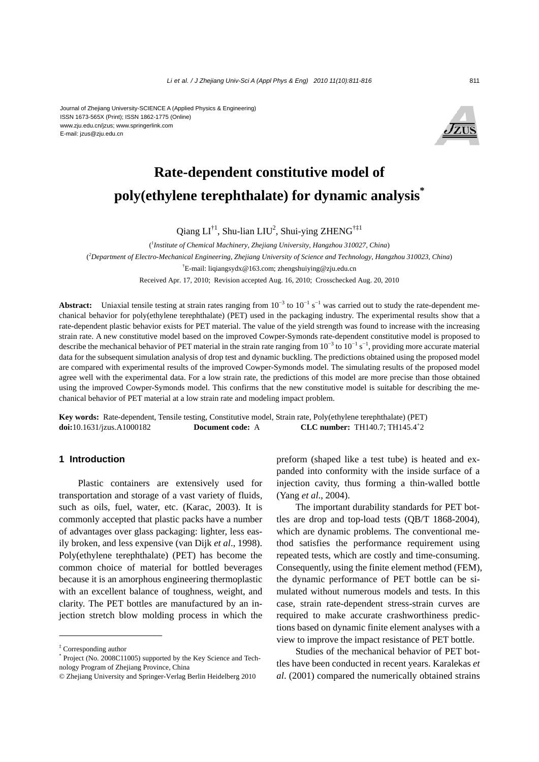Journal of Zhejiang University-SCIENCE A (Applied Physics & Engineering)
ISSN 1673-565X (Print); ISSN 1862-1775 (Online)
www.zju.edu.cn/jzus; www.springerlink.com
E-mail: jzus@zju.edu.cn

# Rate-dependent constitutive model of poly(ethylene terephthalate) for dynamic analysis*

Qiang LI[†1], Shu-lian LIU[2], Shui-ying ZHENG[†‡1]

([1]*Institute of Chemical Machinery, Zhejiang University, Hangzhou 310027, China*)

([2]*Department of Electro-Mechanical Engineering, Zhejiang University of Science and Technology, Hangzhou 310023, China*)

[†]E-mail: liqiangsydx@163.com; zhengshuiying@zju.edu.cn

Received Apr. 17, 2010; Revision accepted Aug. 16, 2010; Crosschecked Aug. 20, 2010

**Abstract:** Uniaxial tensile testing at strain rates ranging from $10^{-3}$ to $10^{-1}$ s$^{-1}$ was carried out to study the rate-dependent mechanical behavior for poly(ethylene terephthalate) (PET) used in the packaging industry. The experimental results show that a rate-dependent plastic behavior exists for PET material. The value of the yield strength was found to increase with the increasing strain rate. A new constitutive model based on the improved Cowper-Symonds rate-dependent constitutive model is proposed to describe the mechanical behavior of PET material in the strain rate ranging from $10^{-3}$ to $10^{-1}$ s$^{-1}$, providing more accurate material data for the subsequent simulation analysis of drop test and dynamic buckling. The predictions obtained using the proposed model are compared with experimental results of the improved Cowper-Symonds model. The simulating results of the proposed model agree well with the experimental data. For a low strain rate, the predictions of this model are more precise than those obtained using the improved Cowper-Symonds model. This confirms that the new constitutive model is suitable for describing the mechanical behavior of PET material at a low strain rate and modeling impact problem.

**Key words:** Rate-dependent, Tensile testing, Constitutive model, Strain rate, Poly(ethylene terephthalate) (PET)
**doi:**10.1631/jzus.A1000182 **Document code:** A **CLC number:** TH140.7; TH145.4+2

## 1 Introduction

Plastic containers are extensively used for transportation and storage of a vast variety of fluids, such as oils, fuel, water, etc. (Karac, 2003). It is commonly accepted that plastic packs have a number of advantages over glass packaging: lighter, less easily broken, and less expensive (van Dijk *et al*., 1998). Poly(ethylene terephthalate) (PET) has become the common choice of material for bottled beverages because it is an amorphous engineering thermoplastic with an excellent balance of toughness, weight, and clarity. The PET bottles are manufactured by an injection stretch blow molding process in which the preform (shaped like a test tube) is heated and expanded into conformity with the inside surface of a injection cavity, thus forming a thin-walled bottle (Yang *et al*., 2004).

The important durability standards for PET bottles are drop and top-load tests (QB/T 1868-2004), which are dynamic problems. The conventional method satisfies the performance requirement using repeated tests, which are costly and time-consuming. Consequently, using the finite element method (FEM), the dynamic performance of PET bottle can be simulated without numerous models and tests. In this case, strain rate-dependent stress-strain curves are required to make accurate crashworthiness predictions based on dynamic finite element analyses with a view to improve the impact resistance of PET bottle.

Studies of the mechanical behavior of PET bottles have been conducted in recent years. Karalekas *et al*. (2001) compared the numerically obtained strains

---

‡ Corresponding author

\* Project (No. 2008C11005) supported by the Key Science and Technology Program of Zhejiang Province, China

© Zhejiang University and Springer-Verlag Berlin Heidelberg 2010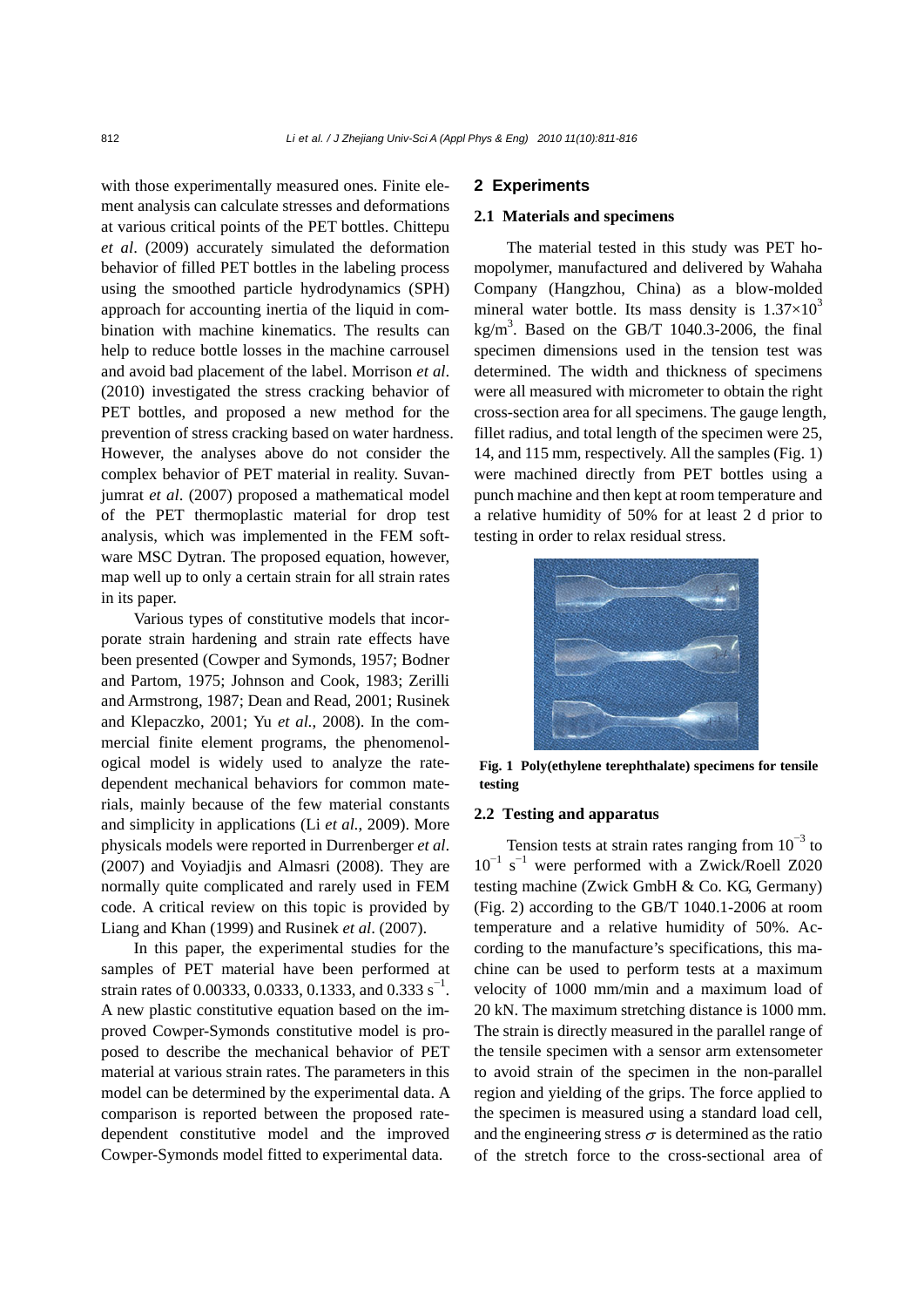with those experimentally measured ones. Finite element analysis can calculate stresses and deformations at various critical points of the PET bottles. Chittepu *et al*. (2009) accurately simulated the deformation behavior of filled PET bottles in the labeling process using the smoothed particle hydrodynamics (SPH) approach for accounting inertia of the liquid in combination with machine kinematics. The results can help to reduce bottle losses in the machine carrousel and avoid bad placement of the label. Morrison *et al*. (2010) investigated the stress cracking behavior of PET bottles, and proposed a new method for the prevention of stress cracking based on water hardness. However, the analyses above do not consider the complex behavior of PET material in reality. Suvanjumrat *et al*. (2007) proposed a mathematical model of the PET thermoplastic material for drop test analysis, which was implemented in the FEM software MSC Dytran. The proposed equation, however, map well up to only a certain strain for all strain rates in its paper.

Various types of constitutive models that incorporate strain hardening and strain rate effects have been presented (Cowper and Symonds, 1957; Bodner and Partom, 1975; Johnson and Cook, 1983; Zerilli and Armstrong, 1987; Dean and Read, 2001; Rusinek and Klepaczko, 2001; Yu *et al.*, 2008). In the commercial finite element programs, the phenomenological model is widely used to analyze the rate-dependent mechanical behaviors for common materials, mainly because of the few material constants and simplicity in applications (Li *et al.*, 2009). More physicals models were reported in Durrenberger *et al*. (2007) and Voyiadjis and Almasri (2008). They are normally quite complicated and rarely used in FEM code. A critical review on this topic is provided by Liang and Khan (1999) and Rusinek *et al*. (2007).

In this paper, the experimental studies for the samples of PET material have been performed at strain rates of 0.00333, 0.0333, 0.1333, and 0.333 $s^{-1}$. A new plastic constitutive equation based on the improved Cowper-Symonds constitutive model is proposed to describe the mechanical behavior of PET material at various strain rates. The parameters in this model can be determined by the experimental data. A comparison is reported between the proposed rate-dependent constitutive model and the improved Cowper-Symonds model fitted to experimental data.

## 2 Experiments

### 2.1 Materials and specimens

The material tested in this study was PET homopolymer, manufactured and delivered by Wahaha Company (Hangzhou, China) as a blow-molded mineral water bottle. Its mass density is $1.37\times10^3$ $kg/m^3$. Based on the GB/T 1040.3-2006, the final specimen dimensions used in the tension test was determined. The width and thickness of specimens were all measured with micrometer to obtain the right cross-section area for all specimens. The gauge length, fillet radius, and total length of the specimen were 25, 14, and 115 mm, respectively. All the samples (Fig. 1) were machined directly from PET bottles using a punch machine and then kept at room temperature and a relative humidity of 50% for at least 2 d prior to testing in order to relax residual stress.

**Fig. 1 Poly(ethylene terephthalate) specimens for tensile testing**

### 2.2 Testing and apparatus

Tension tests at strain rates ranging from $10^{-3}$ to $10^{-1}$ $s^{-1}$ were performed with a Zwick/Roell Z020 testing machine (Zwick GmbH & Co. KG, Germany) (Fig. 2) according to the GB/T 1040.1-2006 at room temperature and a relative humidity of 50%. According to the manufacture's specifications, this machine can be used to perform tests at a maximum velocity of 1000 mm/min and a maximum load of 20 kN. The maximum stretching distance is 1000 mm. The strain is directly measured in the parallel range of the tensile specimen with a sensor arm extensometer to avoid strain of the specimen in the non-parallel region and yielding of the grips. The force applied to the specimen is measured using a standard load cell, and the engineering stress $\sigma$ is determined as the ratio of the stretch force to the cross-sectional area of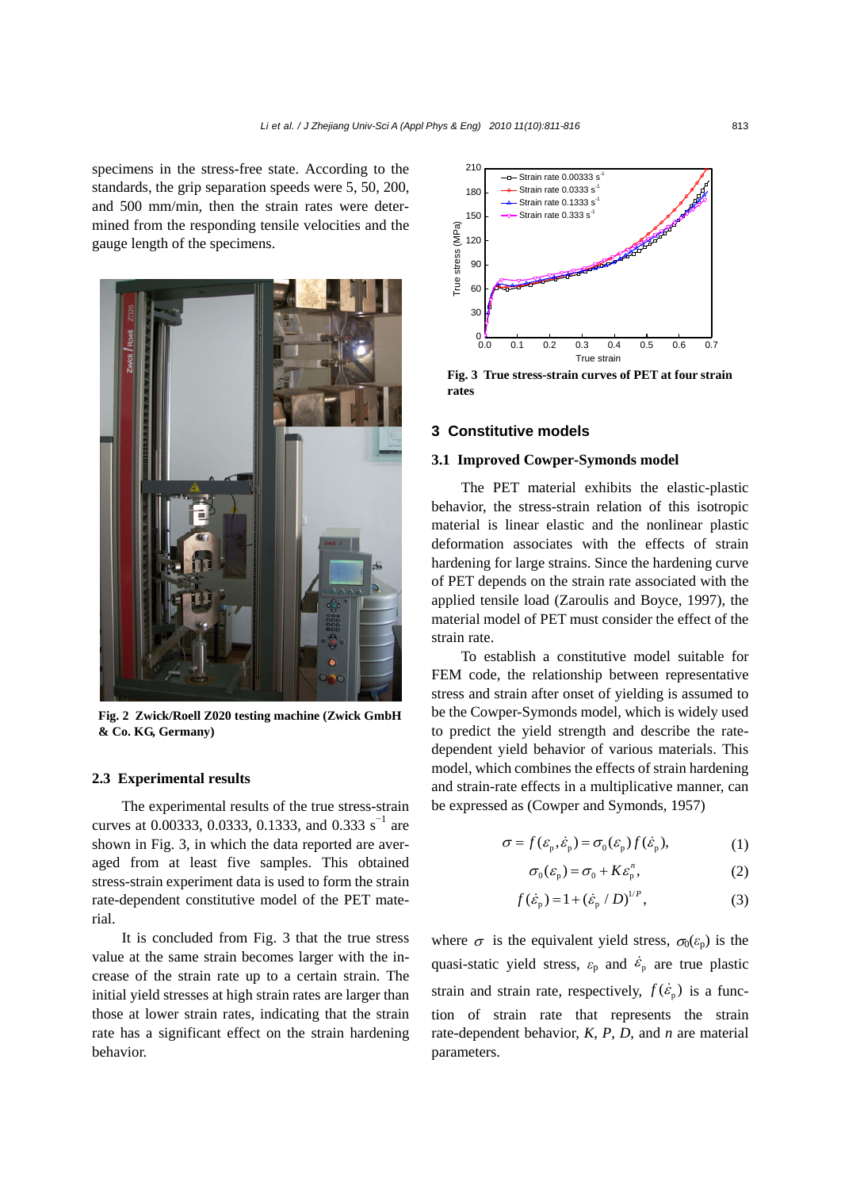specimens in the stress-free state. According to the standards, the grip separation speeds were 5, 50, 200, and 500 mm/min, then the strain rates were determined from the responding tensile velocities and the gauge length of the specimens.

**Fig. 2 Zwick/Roell Z020 testing machine (Zwick GmbH & Co. KG, Germany)**

### 2.3 Experimental results

The experimental results of the true stress-strain curves at 0.00333, 0.0333, 0.1333, and 0.333 $s^{-1}$ are shown in Fig. 3, in which the data reported are averaged from at least five samples. This obtained stress-strain experiment data is used to form the strain rate-dependent constitutive model of the PET material.

It is concluded from Fig. 3 that the true stress value at the same strain becomes larger with the increase of the strain rate up to a certain strain. The initial yield stresses at high strain rates are larger than those at lower strain rates, indicating that the strain rate has a significant effect on the strain hardening behavior.

**Fig. 3 True stress-strain curves of PET at four strain rates**

## 3 Constitutive models

### 3.1 Improved Cowper-Symonds model

The PET material exhibits the elastic-plastic behavior, the stress-strain relation of this isotropic material is linear elastic and the nonlinear plastic deformation associates with the effects of strain hardening for large strains. Since the hardening curve of PET depends on the strain rate associated with the applied tensile load (Zaroulis and Boyce, 1997), the material model of PET must consider the effect of the strain rate.

To establish a constitutive model suitable for FEM code, the relationship between representative stress and strain after onset of yielding is assumed to be the Cowper-Symonds model, which is widely used to predict the yield strength and describe the rate-dependent yield behavior of various materials. This model, which combines the effects of strain hardening and strain-rate effects in a multiplicative manner, can be expressed as (Cowper and Symonds, 1957)

$$\sigma = f(\varepsilon_{\mathrm{p}}, \dot{\varepsilon}_{\mathrm{p}}) = \sigma_0(\varepsilon_{\mathrm{p}}) f(\dot{\varepsilon}_{\mathrm{p}}), \tag{1}$$

$$\sigma_0(\varepsilon_{\mathrm{p}}) = \sigma_0 + K\varepsilon_{\mathrm{p}}^n, \tag{2}$$

$$f(\dot{\varepsilon}_{\mathrm{p}}) = 1 + (\dot{\varepsilon}_{\mathrm{p}} / D)^{1/P}, \tag{3}$$

where $\sigma$ is the equivalent yield stress, $\sigma_0(\varepsilon_{\mathrm{p}})$ is the quasi-static yield stress, $\varepsilon_{\mathrm{p}}$ and $\dot{\varepsilon}_{\mathrm{p}}$ are true plastic strain and strain rate, respectively, $f(\dot{\varepsilon}_{\mathrm{p}})$ is a function of strain rate that represents the strain rate-dependent behavior, $K$, $P$, $D$, and $n$ are material parameters.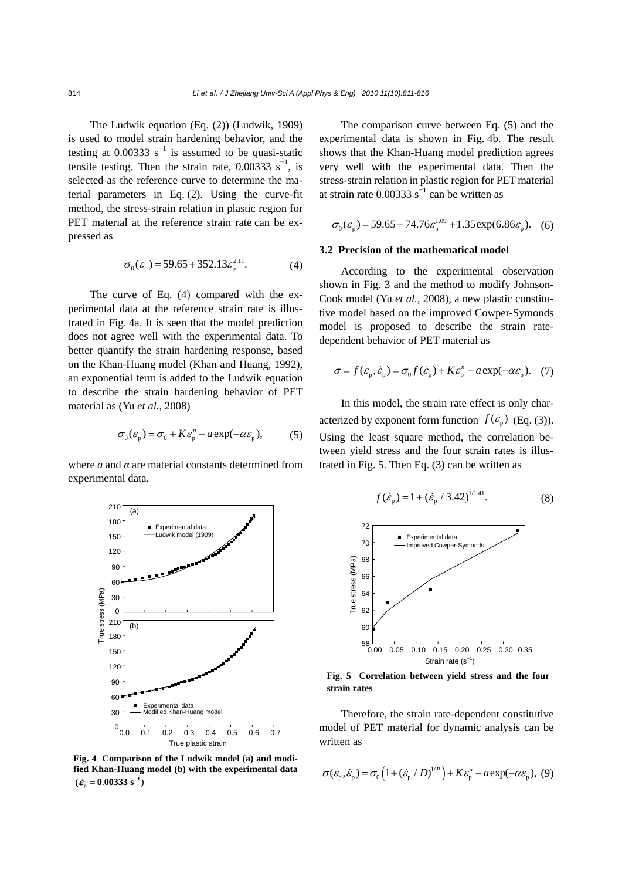The Ludwik equation (Eq. (2)) (Ludwik, 1909) is used to model strain hardening behavior, and the testing at 0.00333 $s^{-1}$ is assumed to be quasi-static tensile testing. Then the strain rate, 0.00333 $s^{-1}$, is selected as the reference curve to determine the material parameters in Eq. (2). Using the curve-fit method, the stress-strain relation in plastic region for PET material at the reference strain rate can be expressed as

$$\sigma_0(\varepsilon_p) = 59.65 + 352.13\varepsilon_p^{2.11}. \tag{4}$$

The curve of Eq. (4) compared with the experimental data at the reference strain rate is illustrated in Fig. 4a. It is seen that the model prediction does not agree well with the experimental data. To better quantify the strain hardening response, based on the Khan-Huang model (Khan and Huang, 1992), an exponential term is added to the Ludwik equation to describe the strain hardening behavior of PET material as (Yu *et al.*, 2008)

$$\sigma_0(\varepsilon_p) = \sigma_0 + K\varepsilon_p^n - a\exp(-\alpha\varepsilon_p), \tag{5}$$

where $a$ and $\alpha$ are material constants determined from experimental data.

**Fig. 4 Comparison of the Ludwik model (a) and modified Khan-Huang model (b) with the experimental data ($\dot{\varepsilon}_p = 0.00333$ s$^{-1}$)**

The comparison curve between Eq. (5) and the experimental data is shown in Fig. 4b. The result shows that the Khan-Huang model prediction agrees very well with the experimental data. Then the stress-strain relation in plastic region for PET material at strain rate 0.00333 $s^{-1}$ can be written as

$$\sigma_0(\varepsilon_p) = 59.65 + 74.76\varepsilon_p^{1.09} + 1.35\exp(6.86\varepsilon_p). \tag{6}$$

### 3.2 Precision of the mathematical model

According to the experimental observation shown in Fig. 3 and the method to modify Johnson-Cook model (Yu *et al.*, 2008), a new plastic constitutive model based on the improved Cowper-Symonds model is proposed to describe the strain rate-dependent behavior of PET material as

$$\sigma = f(\varepsilon_p, \dot{\varepsilon}_p) = \sigma_0 f(\dot{\varepsilon}_p) + K\varepsilon_p^n - a\exp(-\alpha\varepsilon_p). \tag{7}$$

In this model, the strain rate effect is only characterized by exponent form function $f(\dot{\varepsilon}_p)$ (Eq. (3)). Using the least square method, the correlation between yield stress and the four strain rates is illustrated in Fig. 5. Then Eq. (3) can be written as

$$f(\dot{\varepsilon}_p) = 1 + (\dot{\varepsilon}_p / 3.42)^{1/1.41}. \tag{8}$$

**Fig. 5 Correlation between yield stress and the four strain rates**

Therefore, the strain rate-dependent constitutive model of PET material for dynamic analysis can be written as

$$\sigma(\varepsilon_p, \dot{\varepsilon}_p) = \sigma_0\left(1 + (\dot{\varepsilon}_p / D)^{1/P}\right) + K\varepsilon_p^n - a\exp(-\alpha\varepsilon_p), \tag{9}$$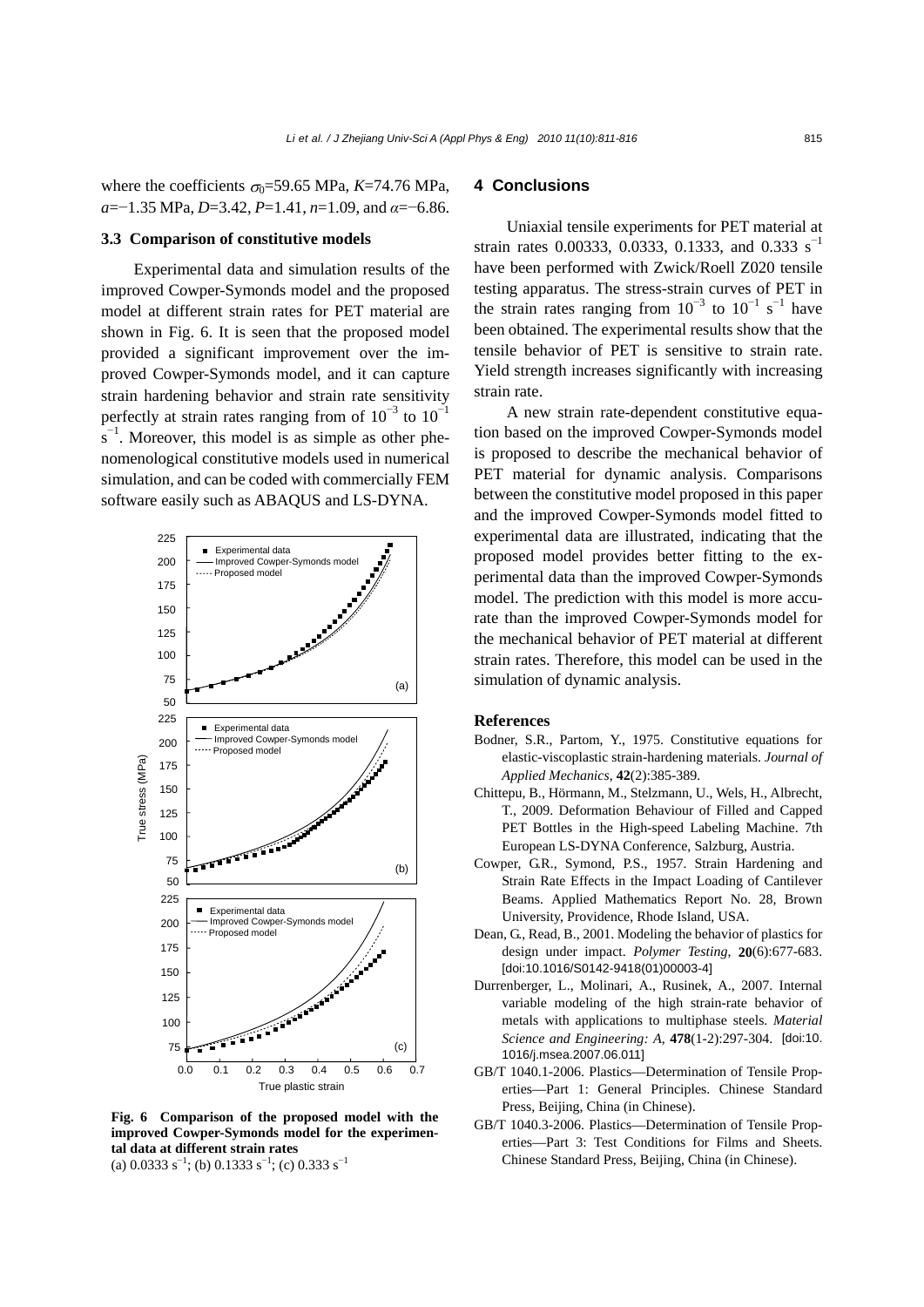where the coefficients $\sigma_0$=59.65 MPa, $K$=74.76 MPa, $a$=−1.35 MPa, $D$=3.42, $P$=1.41, $n$=1.09, and $\alpha$=−6.86.

### 3.3 Comparison of constitutive models

Experimental data and simulation results of the improved Cowper-Symonds model and the proposed model at different strain rates for PET material are shown in Fig. 6. It is seen that the proposed model provided a significant improvement over the improved Cowper-Symonds model, and it can capture strain hardening behavior and strain rate sensitivity perfectly at strain rates ranging from of $10^{-3}$ to $10^{-1}$ $s^{-1}$. Moreover, this model is as simple as other phenomenological constitutive models used in numerical simulation, and can be coded with commercially FEM software easily such as ABAQUS and LS-DYNA.

**Fig. 6 Comparison of the proposed model with the improved Cowper-Symonds model for the experimental data at different strain rates**
(a) 0.0333 $s^{-1}$; (b) 0.1333 $s^{-1}$; (c) 0.333 $s^{-1}$

## 4 Conclusions

Uniaxial tensile experiments for PET material at strain rates 0.00333, 0.0333, 0.1333, and 0.333 $s^{-1}$ have been performed with Zwick/Roell Z020 tensile testing apparatus. The stress-strain curves of PET in the strain rates ranging from $10^{-3}$ to $10^{-1}$ $s^{-1}$ have been obtained. The experimental results show that the tensile behavior of PET is sensitive to strain rate. Yield strength increases significantly with increasing strain rate.

A new strain rate-dependent constitutive equation based on the improved Cowper-Symonds model is proposed to describe the mechanical behavior of PET material for dynamic analysis. Comparisons between the constitutive model proposed in this paper and the improved Cowper-Symonds model fitted to experimental data are illustrated, indicating that the proposed model provides better fitting to the experimental data than the improved Cowper-Symonds model. The prediction with this model is more accurate than the improved Cowper-Symonds model for the mechanical behavior of PET material at different strain rates. Therefore, this model can be used in the simulation of dynamic analysis.

## References

Bodner, S.R., Partom, Y., 1975. Constitutive equations for elastic-viscoplastic strain-hardening materials. *Journal of Applied Mechanics*, **42**(2):385-389.

Chittepu, B., Hörmann, M., Stelzmann, U., Wels, H., Albrecht, T., 2009. Deformation Behaviour of Filled and Capped PET Bottles in the High-speed Labeling Machine. 7th European LS-DYNA Conference, Salzburg, Austria.

Cowper, G.R., Symond, P.S., 1957. Strain Hardening and Strain Rate Effects in the Impact Loading of Cantilever Beams. Applied Mathematics Report No. 28, Brown University, Providence, Rhode Island, USA.

Dean, G., Read, B., 2001. Modeling the behavior of plastics for design under impact. *Polymer Testing*, **20**(6):677-683. [doi:10.1016/S0142-9418(01)00003-4]

Durrenberger, L., Molinari, A., Rusinek, A., 2007. Internal variable modeling of the high strain-rate behavior of metals with applications to multiphase steels. *Material Science and Engineering: A*, **478**(1-2):297-304. [doi:10.1016/j.msea.2007.06.011]

GB/T 1040.1-2006. Plastics—Determination of Tensile Properties—Part 1: General Principles. Chinese Standard Press, Beijing, China (in Chinese).

GB/T 1040.3-2006. Plastics—Determination of Tensile Properties—Part 3: Test Conditions for Films and Sheets. Chinese Standard Press, Beijing, China (in Chinese).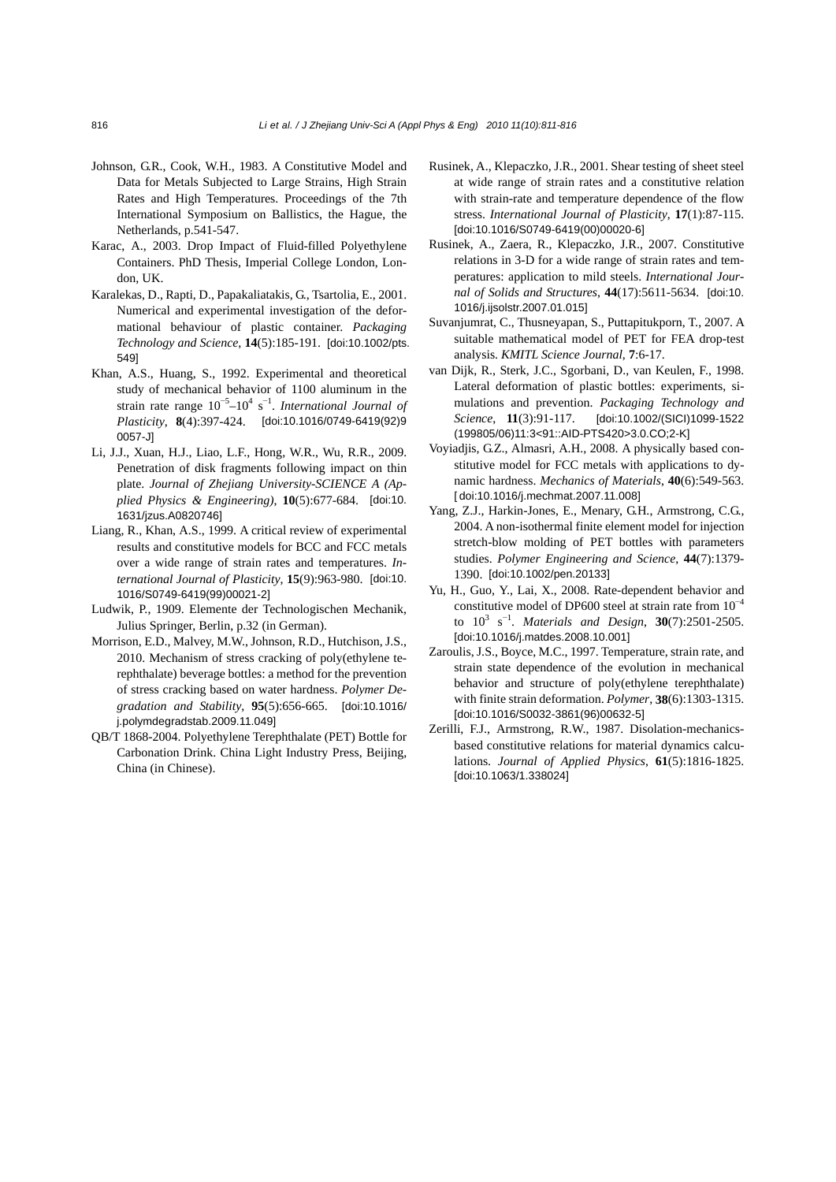Johnson, G.R., Cook, W.H., 1983. A Constitutive Model and Data for Metals Subjected to Large Strains, High Strain Rates and High Temperatures. Proceedings of the 7th International Symposium on Ballistics, the Hague, the Netherlands, p.541-547.

Karac, A., 2003. Drop Impact of Fluid-filled Polyethylene Containers. PhD Thesis, Imperial College London, London, UK.

Karalekas, D., Rapti, D., Papakaliatakis, G., Tsartolia, E., 2001. Numerical and experimental investigation of the deformational behaviour of plastic container. *Packaging Technology and Science*, **14**(5):185-191. [doi:10.1002/pts.549]

Khan, A.S., Huang, S., 1992. Experimental and theoretical study of mechanical behavior of 1100 aluminum in the strain rate range $10^{-5}$–$10^{4}$ $s^{-1}$. *International Journal of Plasticity*, **8**(4):397-424. [doi:10.1016/0749-6419(92)90057-J]

Li, J.J., Xuan, H.J., Liao, L.F., Hong, W.R., Wu, R.R., 2009. Penetration of disk fragments following impact on thin plate. *Journal of Zhejiang University-SCIENCE A (Applied Physics & Engineering)*, **10**(5):677-684. [doi:10.1631/jzus.A0820746]

Liang, R., Khan, A.S., 1999. A critical review of experimental results and constitutive models for BCC and FCC metals over a wide range of strain rates and temperatures. *International Journal of Plasticity*, **15**(9):963-980. [doi:10.1016/S0749-6419(99)00021-2]

Ludwik, P., 1909. Elemente der Technologischen Mechanik, Julius Springer, Berlin, p.32 (in German).

Morrison, E.D., Malvey, M.W., Johnson, R.D., Hutchison, J.S., 2010. Mechanism of stress cracking of poly(ethylene terephthalate) beverage bottles: a method for the prevention of stress cracking based on water hardness. *Polymer Degradation and Stability*, **95**(5):656-665. [doi:10.1016/j.polymdegradstab.2009.11.049]

QB/T 1868-2004. Polyethylene Terephthalate (PET) Bottle for Carbonation Drink. China Light Industry Press, Beijing, China (in Chinese).

Rusinek, A., Klepaczko, J.R., 2001. Shear testing of sheet steel at wide range of strain rates and a constitutive relation with strain-rate and temperature dependence of the flow stress. *International Journal of Plasticity*, **17**(1):87-115. [doi:10.1016/S0749-6419(00)00020-6]

Rusinek, A., Zaera, R., Klepaczko, J.R., 2007. Constitutive relations in 3-D for a wide range of strain rates and temperatures: application to mild steels. *International Journal of Solids and Structures*, **44**(17):5611-5634. [doi:10.1016/j.ijsolstr.2007.01.015]

Suvanjumrat, C., Thusneyapan, S., Puttapitukporn, T., 2007. A suitable mathematical model of PET for FEA drop-test analysis. *KMITL Science Journal*, **7**:6-17.

van Dijk, R., Sterk, J.C., Sgorbani, D., van Keulen, F., 1998. Lateral deformation of plastic bottles: experiments, simulations and prevention. *Packaging Technology and Science*, **11**(3):91-117. [doi:10.1002/(SICI)1099-1522(199805/06)11:3<91::AID-PTS420>3.0.CO;2-K]

Voyiadjis, G.Z., Almasri, A.H., 2008. A physically based constitutive model for FCC metals with applications to dynamic hardness. *Mechanics of Materials*, **40**(6):549-563. [doi:10.1016/j.mechmat.2007.11.008]

Yang, Z.J., Harkin-Jones, E., Menary, G.H., Armstrong, C.G., 2004. A non-isothermal finite element model for injection stretch-blow molding of PET bottles with parameters studies. *Polymer Engineering and Science*, **44**(7):1379-1390. [doi:10.1002/pen.20133]

Yu, H., Guo, Y., Lai, X., 2008. Rate-dependent behavior and constitutive model of DP600 steel at strain rate from $10^{-4}$ to $10^{3}$ $s^{-1}$. *Materials and Design*, **30**(7):2501-2505. [doi:10.1016/j.matdes.2008.10.001]

Zaroulis, J.S., Boyce, M.C., 1997. Temperature, strain rate, and strain state dependence of the evolution in mechanical behavior and structure of poly(ethylene terephthalate) with finite strain deformation. *Polymer*, **38**(6):1303-1315. [doi:10.1016/S0032-3861(96)00632-5]

Zerilli, F.J., Armstrong, R.W., 1987. Disolation-mechanics-based constitutive relations for material dynamics calculations. *Journal of Applied Physics*, **61**(5):1816-1825. [doi:10.1063/1.338024]